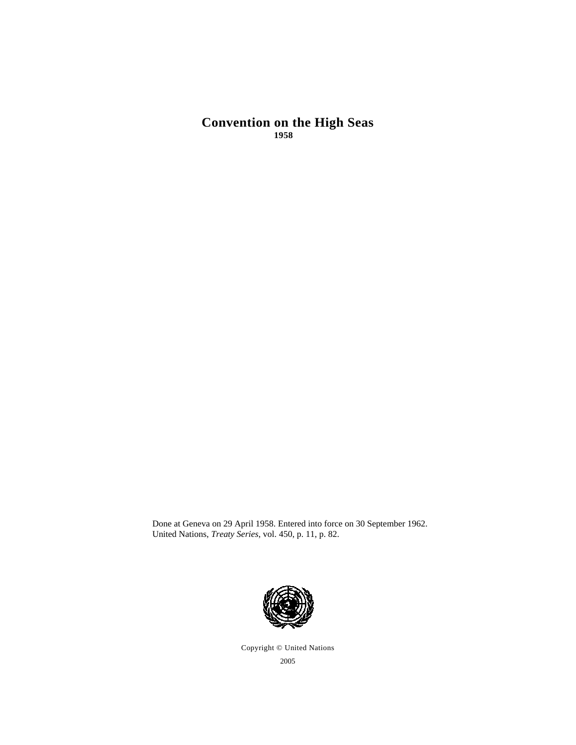# Convention on the High Seas

**1958**

Done at Geneva on 29 April 1958. Entered into force on 30 September 1962.
United Nations, *Treaty Series*, vol. 450, p. 11, p. 82.

Copyright © United Nations
2005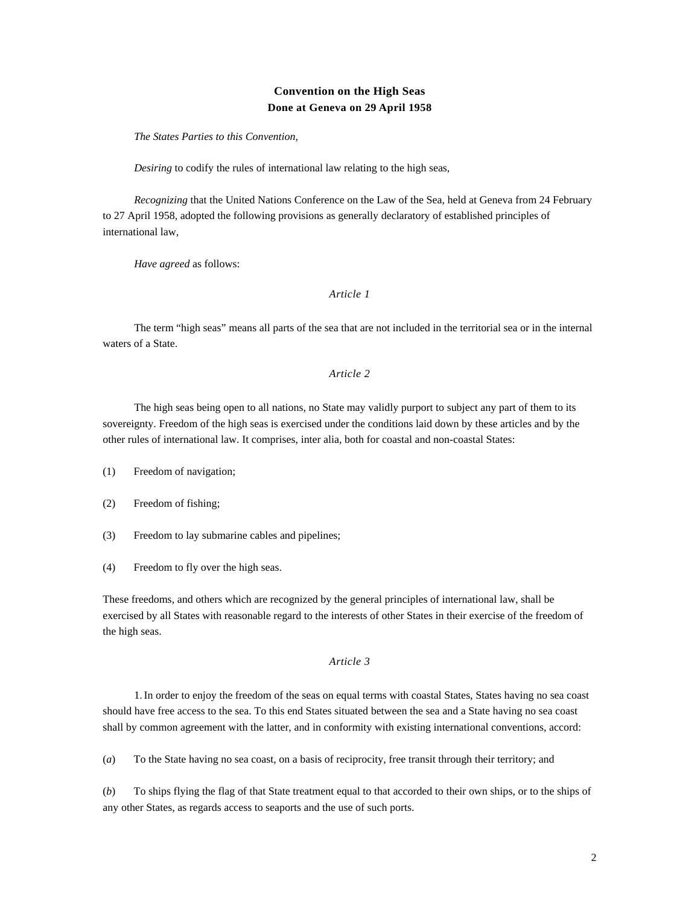# Convention on the High Seas
## Done at Geneva on 29 April 1958

*The States Parties to this Convention,*

*Desiring* to codify the rules of international law relating to the high seas,

*Recognizing* that the United Nations Conference on the Law of the Sea, held at Geneva from 24 February to 27 April 1958, adopted the following provisions as generally declaratory of established principles of international law,

*Have agreed* as follows:

*Article 1*

The term "high seas" means all parts of the sea that are not included in the territorial sea or in the internal waters of a State.

*Article 2*

The high seas being open to all nations, no State may validly purport to subject any part of them to its sovereignty. Freedom of the high seas is exercised under the conditions laid down by these articles and by the other rules of international law. It comprises, inter alia, both for coastal and non-coastal States:

(1) Freedom of navigation;

(2) Freedom of fishing;

(3) Freedom to lay submarine cables and pipelines;

(4) Freedom to fly over the high seas.

These freedoms, and others which are recognized by the general principles of international law, shall be exercised by all States with reasonable regard to the interests of other States in their exercise of the freedom of the high seas.

*Article 3*

1. In order to enjoy the freedom of the seas on equal terms with coastal States, States having no sea coast should have free access to the sea. To this end States situated between the sea and a State having no sea coast shall by common agreement with the latter, and in conformity with existing international conventions, accord:

(*a*) To the State having no sea coast, on a basis of reciprocity, free transit through their territory; and

(*b*) To ships flying the flag of that State treatment equal to that accorded to their own ships, or to the ships of any other States, as regards access to seaports and the use of such ports.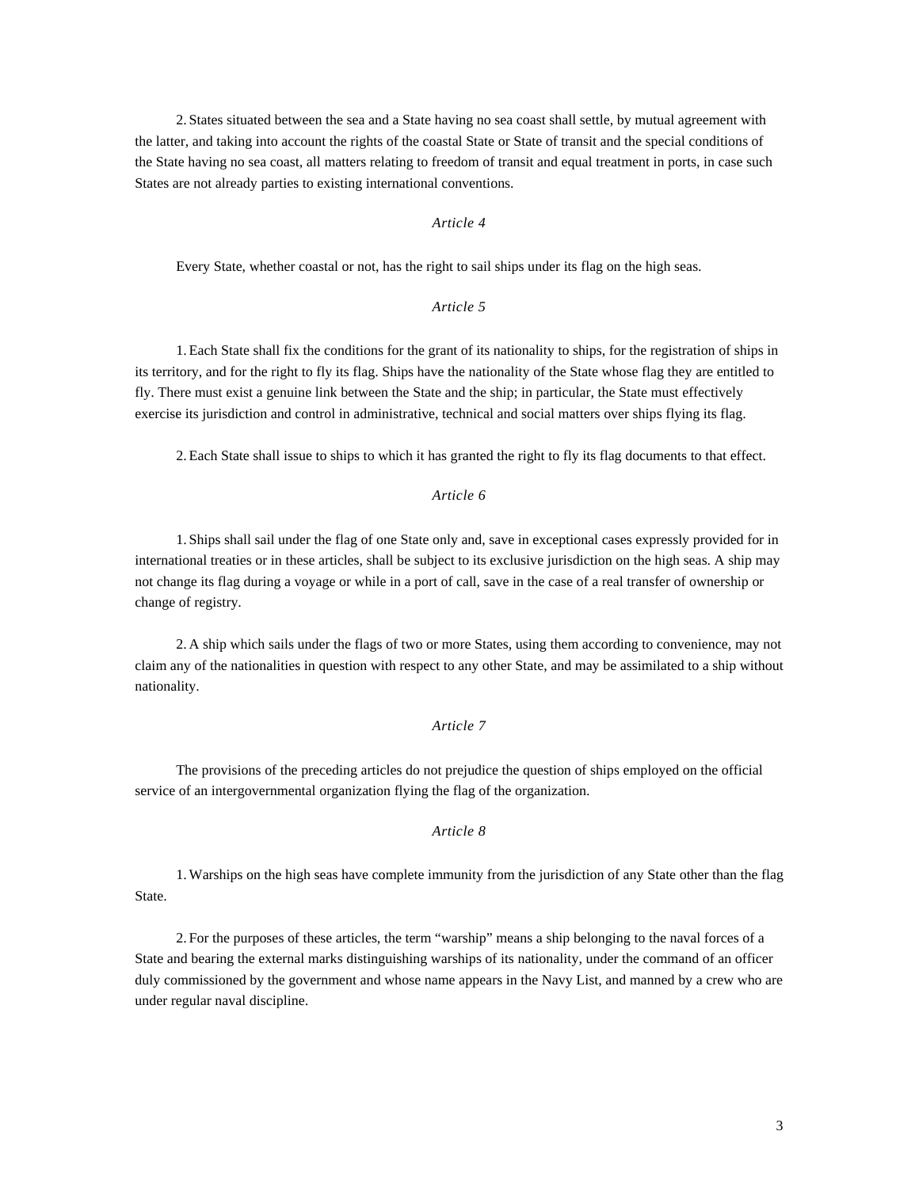2. States situated between the sea and a State having no sea coast shall settle, by mutual agreement with the latter, and taking into account the rights of the coastal State or State of transit and the special conditions of the State having no sea coast, all matters relating to freedom of transit and equal treatment in ports, in case such States are not already parties to existing international conventions.

*Article 4*

Every State, whether coastal or not, has the right to sail ships under its flag on the high seas.

*Article 5*

1. Each State shall fix the conditions for the grant of its nationality to ships, for the registration of ships in its territory, and for the right to fly its flag. Ships have the nationality of the State whose flag they are entitled to fly. There must exist a genuine link between the State and the ship; in particular, the State must effectively exercise its jurisdiction and control in administrative, technical and social matters over ships flying its flag.

2. Each State shall issue to ships to which it has granted the right to fly its flag documents to that effect.

*Article 6*

1. Ships shall sail under the flag of one State only and, save in exceptional cases expressly provided for in international treaties or in these articles, shall be subject to its exclusive jurisdiction on the high seas. A ship may not change its flag during a voyage or while in a port of call, save in the case of a real transfer of ownership or change of registry.

2. A ship which sails under the flags of two or more States, using them according to convenience, may not claim any of the nationalities in question with respect to any other State, and may be assimilated to a ship without nationality.

*Article 7*

The provisions of the preceding articles do not prejudice the question of ships employed on the official service of an intergovernmental organization flying the flag of the organization.

*Article 8*

1. Warships on the high seas have complete immunity from the jurisdiction of any State other than the flag State.

2. For the purposes of these articles, the term "warship" means a ship belonging to the naval forces of a State and bearing the external marks distinguishing warships of its nationality, under the command of an officer duly commissioned by the government and whose name appears in the Navy List, and manned by a crew who are under regular naval discipline.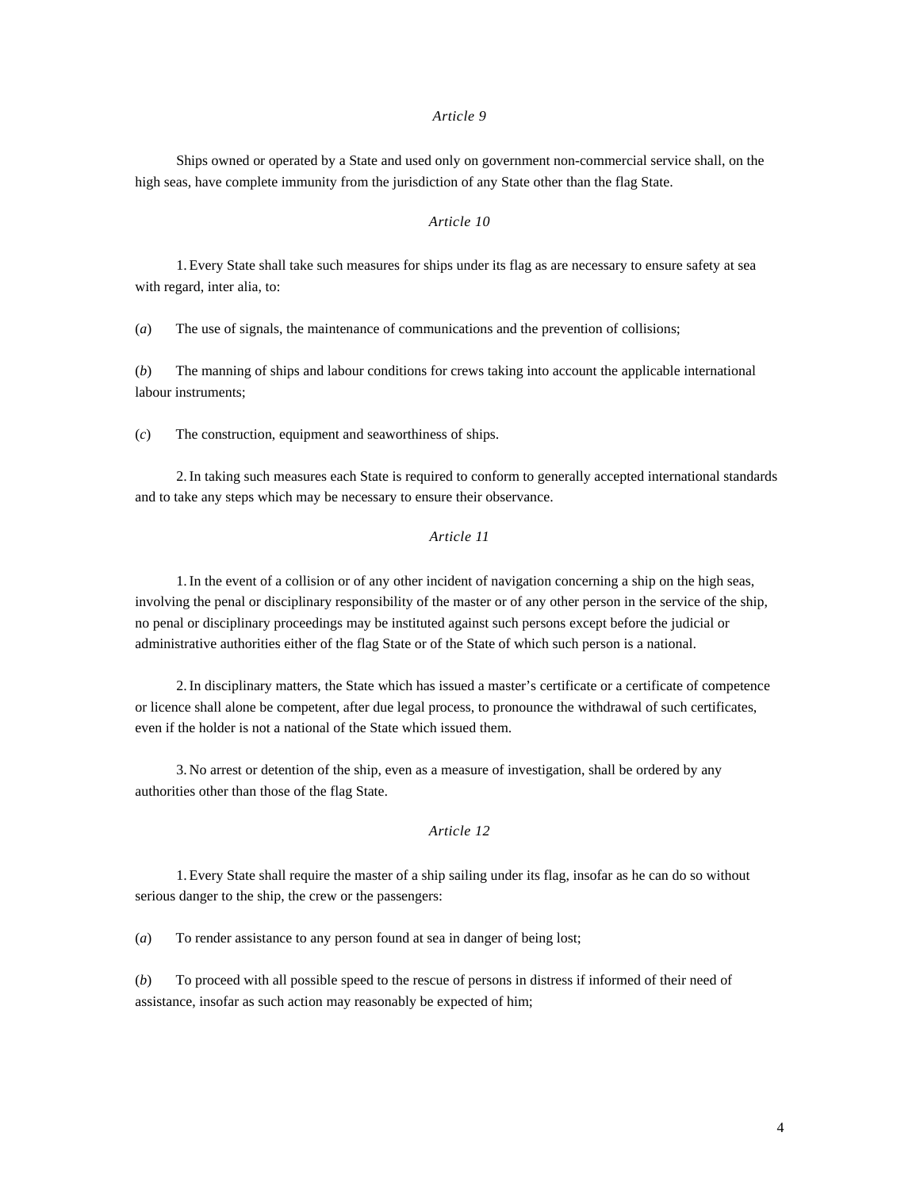*Article 9*

Ships owned or operated by a State and used only on government non-commercial service shall, on the high seas, have complete immunity from the jurisdiction of any State other than the flag State.

*Article 10*

1. Every State shall take such measures for ships under its flag as are necessary to ensure safety at sea with regard, inter alia, to:

(*a*) The use of signals, the maintenance of communications and the prevention of collisions;

(*b*) The manning of ships and labour conditions for crews taking into account the applicable international labour instruments;

(*c*) The construction, equipment and seaworthiness of ships.

2. In taking such measures each State is required to conform to generally accepted international standards and to take any steps which may be necessary to ensure their observance.

*Article 11*

1. In the event of a collision or of any other incident of navigation concerning a ship on the high seas, involving the penal or disciplinary responsibility of the master or of any other person in the service of the ship, no penal or disciplinary proceedings may be instituted against such persons except before the judicial or administrative authorities either of the flag State or of the State of which such person is a national.

2. In disciplinary matters, the State which has issued a master's certificate or a certificate of competence or licence shall alone be competent, after due legal process, to pronounce the withdrawal of such certificates, even if the holder is not a national of the State which issued them.

3. No arrest or detention of the ship, even as a measure of investigation, shall be ordered by any authorities other than those of the flag State.

*Article 12*

1. Every State shall require the master of a ship sailing under its flag, insofar as he can do so without serious danger to the ship, the crew or the passengers:

(*a*) To render assistance to any person found at sea in danger of being lost;

(*b*) To proceed with all possible speed to the rescue of persons in distress if informed of their need of assistance, insofar as such action may reasonably be expected of him;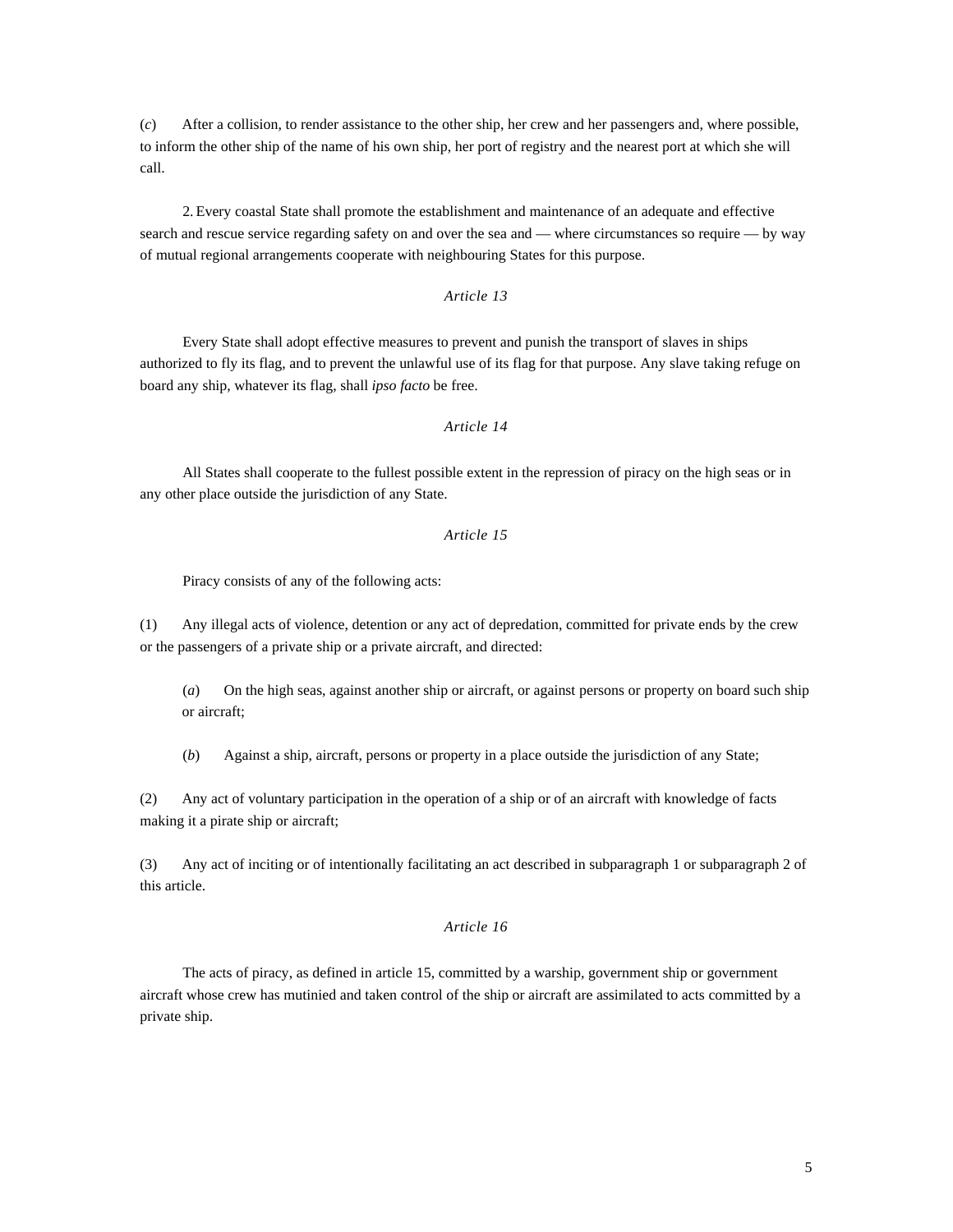(*c*) After a collision, to render assistance to the other ship, her crew and her passengers and, where possible, to inform the other ship of the name of his own ship, her port of registry and the nearest port at which she will call.

2. Every coastal State shall promote the establishment and maintenance of an adequate and effective search and rescue service regarding safety on and over the sea and — where circumstances so require — by way of mutual regional arrangements cooperate with neighbouring States for this purpose.

*Article 13*

Every State shall adopt effective measures to prevent and punish the transport of slaves in ships authorized to fly its flag, and to prevent the unlawful use of its flag for that purpose. Any slave taking refuge on board any ship, whatever its flag, shall *ipso facto* be free.

*Article 14*

All States shall cooperate to the fullest possible extent in the repression of piracy on the high seas or in any other place outside the jurisdiction of any State.

*Article 15*

Piracy consists of any of the following acts:

(1) Any illegal acts of violence, detention or any act of depredation, committed for private ends by the crew or the passengers of a private ship or a private aircraft, and directed:

(*a*) On the high seas, against another ship or aircraft, or against persons or property on board such ship or aircraft;

(*b*) Against a ship, aircraft, persons or property in a place outside the jurisdiction of any State;

(2) Any act of voluntary participation in the operation of a ship or of an aircraft with knowledge of facts making it a pirate ship or aircraft;

(3) Any act of inciting or of intentionally facilitating an act described in subparagraph 1 or subparagraph 2 of this article.

*Article 16*

The acts of piracy, as defined in article 15, committed by a warship, government ship or government aircraft whose crew has mutinied and taken control of the ship or aircraft are assimilated to acts committed by a private ship.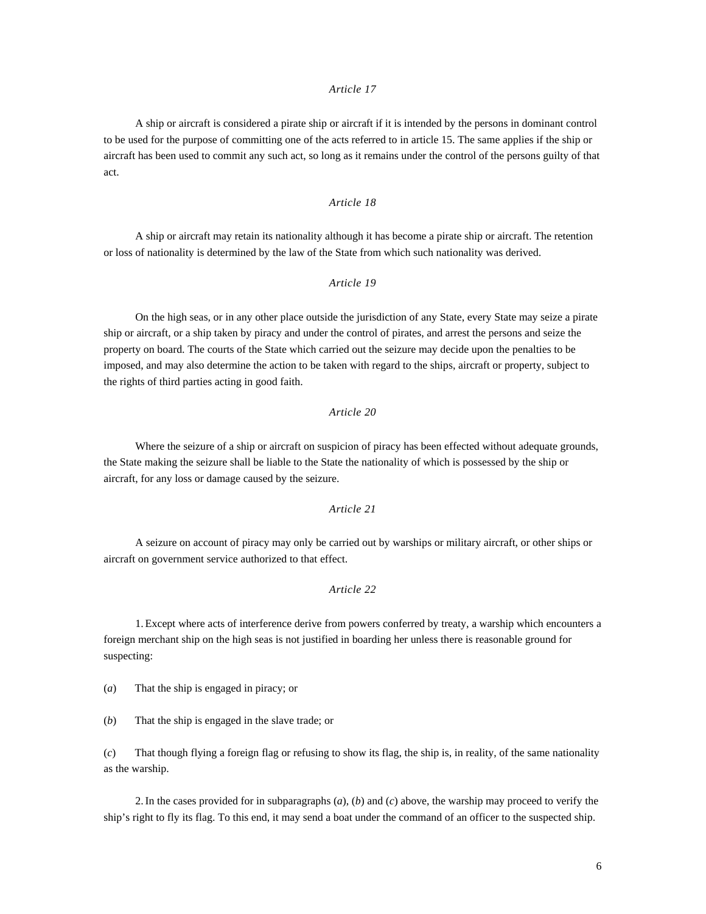*Article 17*

A ship or aircraft is considered a pirate ship or aircraft if it is intended by the persons in dominant control to be used for the purpose of committing one of the acts referred to in article 15. The same applies if the ship or aircraft has been used to commit any such act, so long as it remains under the control of the persons guilty of that act.

*Article 18*

A ship or aircraft may retain its nationality although it has become a pirate ship or aircraft. The retention or loss of nationality is determined by the law of the State from which such nationality was derived.

*Article 19*

On the high seas, or in any other place outside the jurisdiction of any State, every State may seize a pirate ship or aircraft, or a ship taken by piracy and under the control of pirates, and arrest the persons and seize the property on board. The courts of the State which carried out the seizure may decide upon the penalties to be imposed, and may also determine the action to be taken with regard to the ships, aircraft or property, subject to the rights of third parties acting in good faith.

*Article 20*

Where the seizure of a ship or aircraft on suspicion of piracy has been effected without adequate grounds, the State making the seizure shall be liable to the State the nationality of which is possessed by the ship or aircraft, for any loss or damage caused by the seizure.

*Article 21*

A seizure on account of piracy may only be carried out by warships or military aircraft, or other ships or aircraft on government service authorized to that effect.

*Article 22*

1. Except where acts of interference derive from powers conferred by treaty, a warship which encounters a foreign merchant ship on the high seas is not justified in boarding her unless there is reasonable ground for suspecting:

(*a*) That the ship is engaged in piracy; or

(*b*) That the ship is engaged in the slave trade; or

(*c*) That though flying a foreign flag or refusing to show its flag, the ship is, in reality, of the same nationality as the warship.

2. In the cases provided for in subparagraphs (*a*), (*b*) and (*c*) above, the warship may proceed to verify the ship's right to fly its flag. To this end, it may send a boat under the command of an officer to the suspected ship.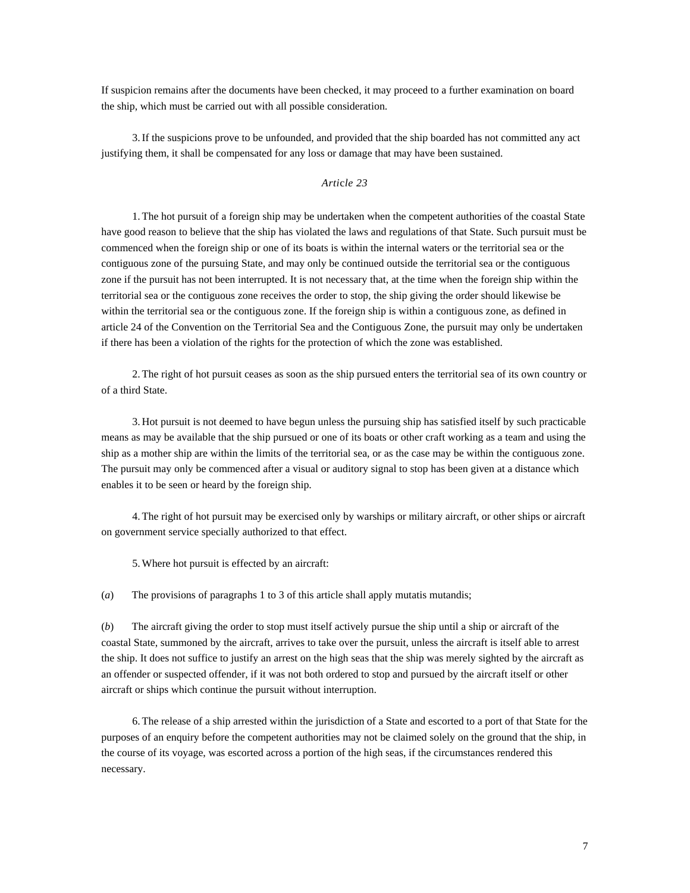If suspicion remains after the documents have been checked, it may proceed to a further examination on board the ship, which must be carried out with all possible consideration.

3. If the suspicions prove to be unfounded, and provided that the ship boarded has not committed any act justifying them, it shall be compensated for any loss or damage that may have been sustained.

*Article 23*

1. The hot pursuit of a foreign ship may be undertaken when the competent authorities of the coastal State have good reason to believe that the ship has violated the laws and regulations of that State. Such pursuit must be commenced when the foreign ship or one of its boats is within the internal waters or the territorial sea or the contiguous zone of the pursuing State, and may only be continued outside the territorial sea or the contiguous zone if the pursuit has not been interrupted. It is not necessary that, at the time when the foreign ship within the territorial sea or the contiguous zone receives the order to stop, the ship giving the order should likewise be within the territorial sea or the contiguous zone. If the foreign ship is within a contiguous zone, as defined in article 24 of the Convention on the Territorial Sea and the Contiguous Zone, the pursuit may only be undertaken if there has been a violation of the rights for the protection of which the zone was established.

2. The right of hot pursuit ceases as soon as the ship pursued enters the territorial sea of its own country or of a third State.

3. Hot pursuit is not deemed to have begun unless the pursuing ship has satisfied itself by such practicable means as may be available that the ship pursued or one of its boats or other craft working as a team and using the ship as a mother ship are within the limits of the territorial sea, or as the case may be within the contiguous zone. The pursuit may only be commenced after a visual or auditory signal to stop has been given at a distance which enables it to be seen or heard by the foreign ship.

4. The right of hot pursuit may be exercised only by warships or military aircraft, or other ships or aircraft on government service specially authorized to that effect.

5. Where hot pursuit is effected by an aircraft:

(*a*) The provisions of paragraphs 1 to 3 of this article shall apply mutatis mutandis;

(*b*) The aircraft giving the order to stop must itself actively pursue the ship until a ship or aircraft of the coastal State, summoned by the aircraft, arrives to take over the pursuit, unless the aircraft is itself able to arrest the ship. It does not suffice to justify an arrest on the high seas that the ship was merely sighted by the aircraft as an offender or suspected offender, if it was not both ordered to stop and pursued by the aircraft itself or other aircraft or ships which continue the pursuit without interruption.

6. The release of a ship arrested within the jurisdiction of a State and escorted to a port of that State for the purposes of an enquiry before the competent authorities may not be claimed solely on the ground that the ship, in the course of its voyage, was escorted across a portion of the high seas, if the circumstances rendered this necessary.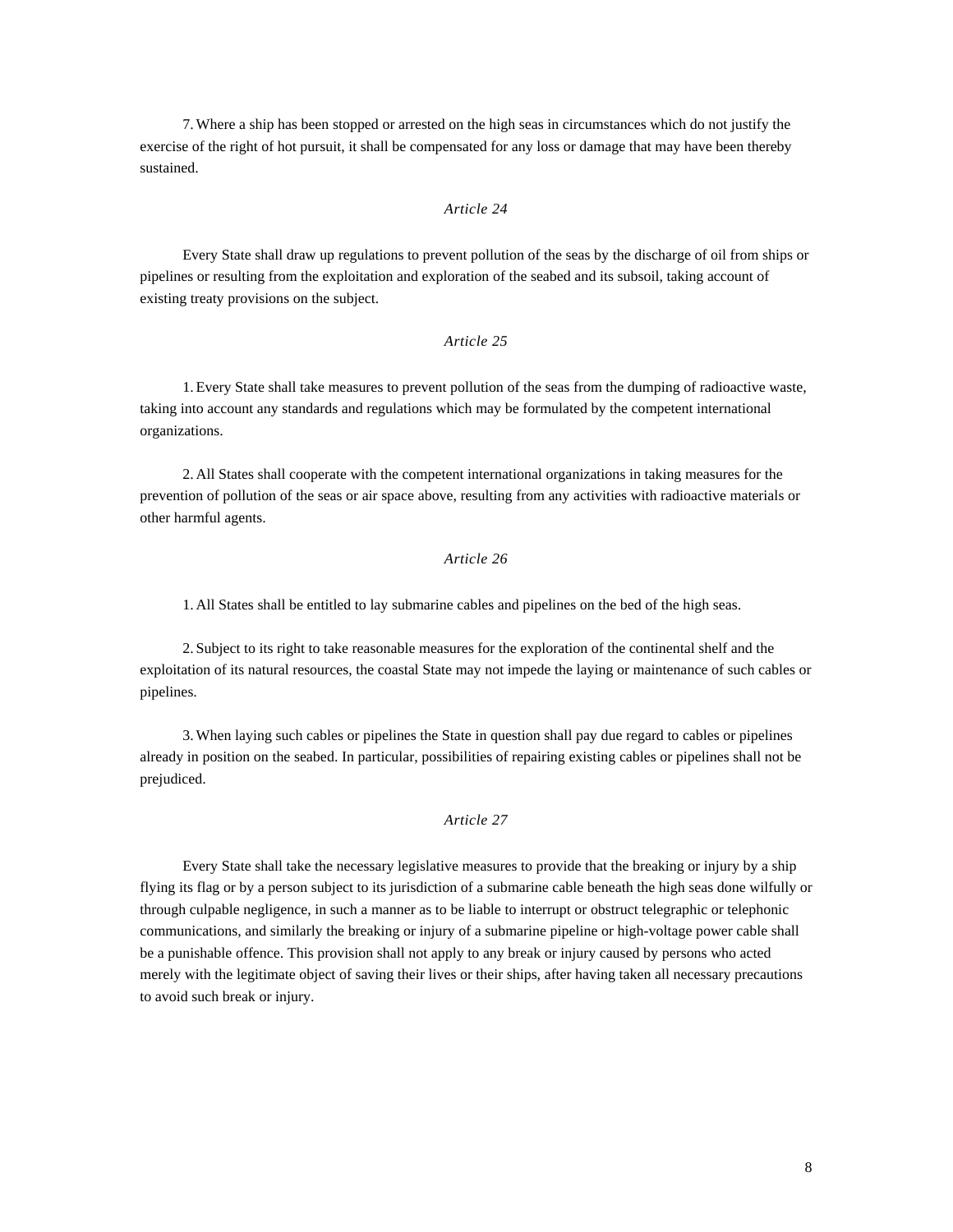7. Where a ship has been stopped or arrested on the high seas in circumstances which do not justify the exercise of the right of hot pursuit, it shall be compensated for any loss or damage that may have been thereby sustained.

*Article 24*

Every State shall draw up regulations to prevent pollution of the seas by the discharge of oil from ships or pipelines or resulting from the exploitation and exploration of the seabed and its subsoil, taking account of existing treaty provisions on the subject.

*Article 25*

1. Every State shall take measures to prevent pollution of the seas from the dumping of radioactive waste, taking into account any standards and regulations which may be formulated by the competent international organizations.

2. All States shall cooperate with the competent international organizations in taking measures for the prevention of pollution of the seas or air space above, resulting from any activities with radioactive materials or other harmful agents.

*Article 26*

1. All States shall be entitled to lay submarine cables and pipelines on the bed of the high seas.

2. Subject to its right to take reasonable measures for the exploration of the continental shelf and the exploitation of its natural resources, the coastal State may not impede the laying or maintenance of such cables or pipelines.

3. When laying such cables or pipelines the State in question shall pay due regard to cables or pipelines already in position on the seabed. In particular, possibilities of repairing existing cables or pipelines shall not be prejudiced.

*Article 27*

Every State shall take the necessary legislative measures to provide that the breaking or injury by a ship flying its flag or by a person subject to its jurisdiction of a submarine cable beneath the high seas done wilfully or through culpable negligence, in such a manner as to be liable to interrupt or obstruct telegraphic or telephonic communications, and similarly the breaking or injury of a submarine pipeline or high-voltage power cable shall be a punishable offence. This provision shall not apply to any break or injury caused by persons who acted merely with the legitimate object of saving their lives or their ships, after having taken all necessary precautions to avoid such break or injury.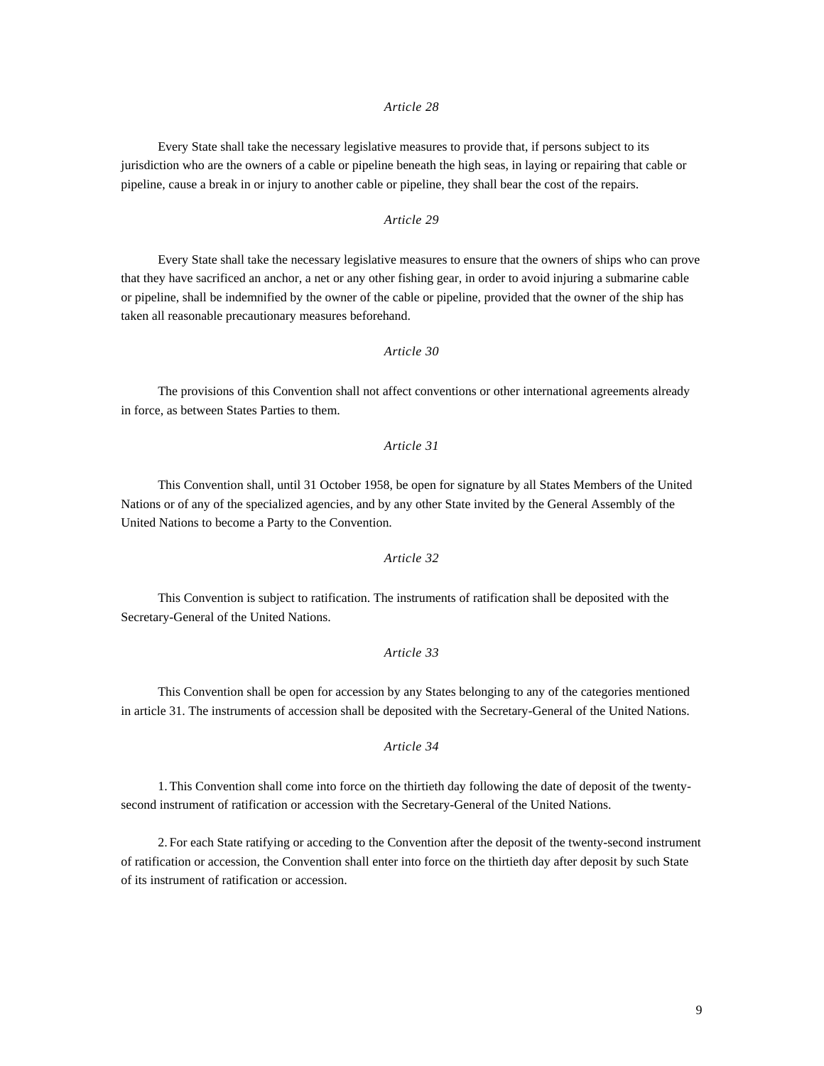*Article 28*

Every State shall take the necessary legislative measures to provide that, if persons subject to its jurisdiction who are the owners of a cable or pipeline beneath the high seas, in laying or repairing that cable or pipeline, cause a break in or injury to another cable or pipeline, they shall bear the cost of the repairs.

*Article 29*

Every State shall take the necessary legislative measures to ensure that the owners of ships who can prove that they have sacrificed an anchor, a net or any other fishing gear, in order to avoid injuring a submarine cable or pipeline, shall be indemnified by the owner of the cable or pipeline, provided that the owner of the ship has taken all reasonable precautionary measures beforehand.

*Article 30*

The provisions of this Convention shall not affect conventions or other international agreements already in force, as between States Parties to them.

*Article 31*

This Convention shall, until 31 October 1958, be open for signature by all States Members of the United Nations or of any of the specialized agencies, and by any other State invited by the General Assembly of the United Nations to become a Party to the Convention.

*Article 32*

This Convention is subject to ratification. The instruments of ratification shall be deposited with the Secretary-General of the United Nations.

*Article 33*

This Convention shall be open for accession by any States belonging to any of the categories mentioned in article 31. The instruments of accession shall be deposited with the Secretary-General of the United Nations.

*Article 34*

1. This Convention shall come into force on the thirtieth day following the date of deposit of the twenty-second instrument of ratification or accession with the Secretary-General of the United Nations.

2. For each State ratifying or acceding to the Convention after the deposit of the twenty-second instrument of ratification or accession, the Convention shall enter into force on the thirtieth day after deposit by such State of its instrument of ratification or accession.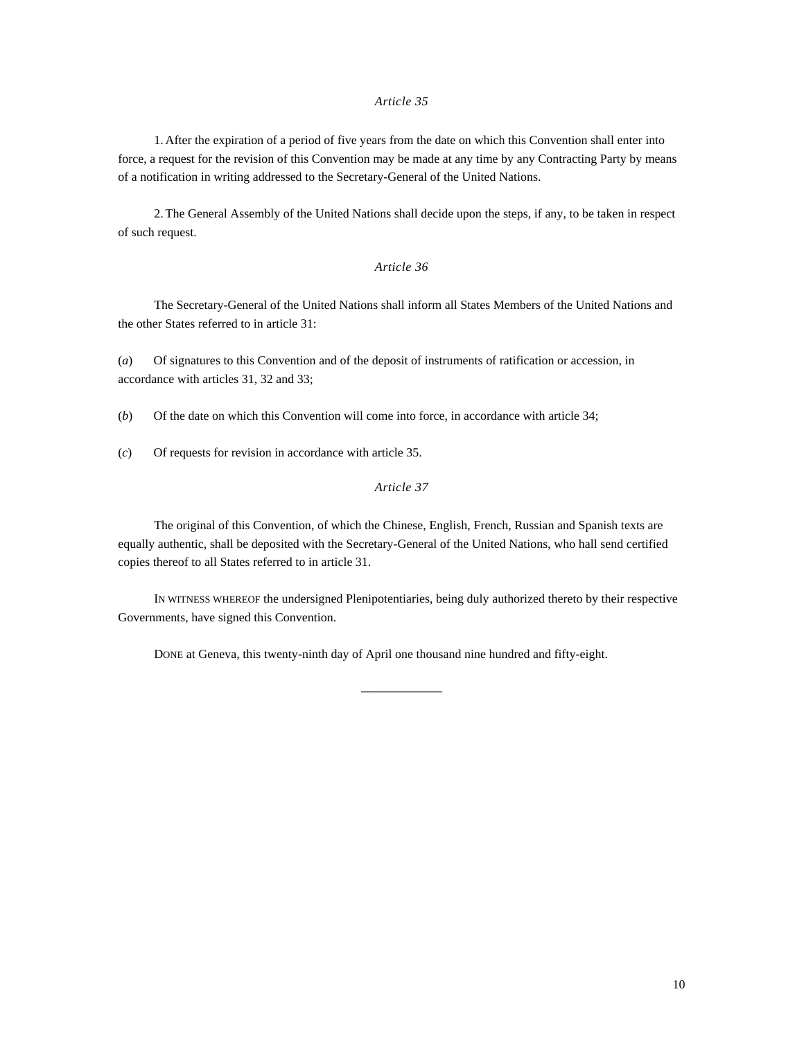*Article 35*

1. After the expiration of a period of five years from the date on which this Convention shall enter into force, a request for the revision of this Convention may be made at any time by any Contracting Party by means of a notification in writing addressed to the Secretary-General of the United Nations.

2. The General Assembly of the United Nations shall decide upon the steps, if any, to be taken in respect of such request.

*Article 36*

The Secretary-General of the United Nations shall inform all States Members of the United Nations and the other States referred to in article 31:

(*a*) Of signatures to this Convention and of the deposit of instruments of ratification or accession, in accordance with articles 31, 32 and 33;

(*b*) Of the date on which this Convention will come into force, in accordance with article 34;

(*c*) Of requests for revision in accordance with article 35.

*Article 37*

The original of this Convention, of which the Chinese, English, French, Russian and Spanish texts are equally authentic, shall be deposited with the Secretary-General of the United Nations, who hall send certified copies thereof to all States referred to in article 31.

IN WITNESS WHEREOF the undersigned Plenipotentiaries, being duly authorized thereto by their respective Governments, have signed this Convention.

DONE at Geneva, this twenty-ninth day of April one thousand nine hundred and fifty-eight.

\_\_\_\_\_\_\_\_\_\_\_\_